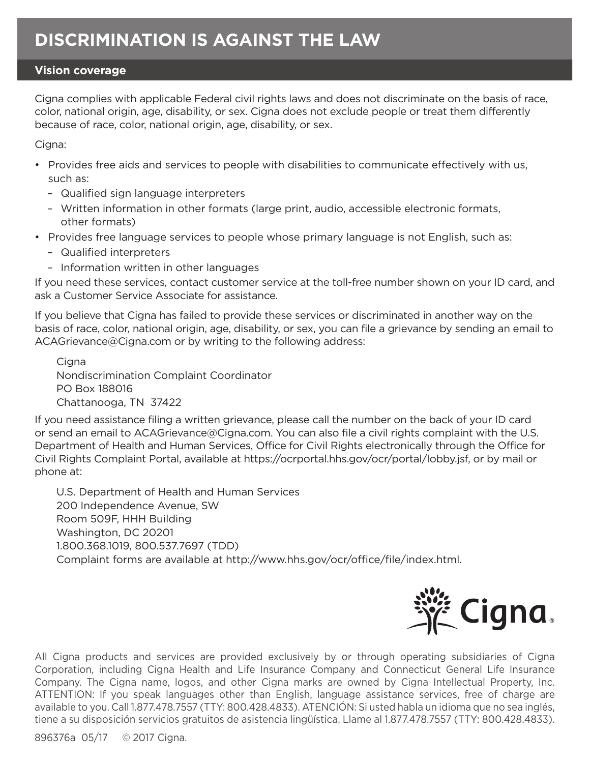# DISCRIMINATION IS AGAINST THE LAW

## Vision coverage

Cigna complies with applicable Federal civil rights laws and does not discriminate on the basis of race, color, national origin, age, disability, or sex. Cigna does not exclude people or treat them differently because of race, color, national origin, age, disability, or sex.

Cigna:

- Provides free aids and services to people with disabilities to communicate effectively with us, such as:
  - Qualified sign language interpreters
  - Written information in other formats (large print, audio, accessible electronic formats, other formats)
- Provides free language services to people whose primary language is not English, such as:
  - Qualified interpreters
  - Information written in other languages

If you need these services, contact customer service at the toll-free number shown on your ID card, and ask a Customer Service Associate for assistance.

If you believe that Cigna has failed to provide these services or discriminated in another way on the basis of race, color, national origin, age, disability, or sex, you can file a grievance by sending an email to ACAGrievance@Cigna.com or by writing to the following address:

Cigna
Nondiscrimination Complaint Coordinator
PO Box 188016
Chattanooga, TN 37422

If you need assistance filing a written grievance, please call the number on the back of your ID card or send an email to ACAGrievance@Cigna.com. You can also file a civil rights complaint with the U.S. Department of Health and Human Services, Office for Civil Rights electronically through the Office for Civil Rights Complaint Portal, available at https://ocrportal.hhs.gov/ocr/portal/lobby.jsf, or by mail or phone at:

U.S. Department of Health and Human Services
200 Independence Avenue, SW
Room 509F, HHH Building
Washington, DC 20201
1.800.368.1019, 800.537.7697 (TDD)
Complaint forms are available at http://www.hhs.gov/ocr/office/file/index.html.

Cigna®

All Cigna products and services are provided exclusively by or through operating subsidiaries of Cigna Corporation, including Cigna Health and Life Insurance Company and Connecticut General Life Insurance Company. The Cigna name, logos, and other Cigna marks are owned by Cigna Intellectual Property, Inc. ATTENTION: If you speak languages other than English, language assistance services, free of charge are available to you. Call 1.877.478.7557 (TTY: 800.428.4833). ATENCIÓN: Si usted habla un idioma que no sea inglés, tiene a su disposición servicios gratuitos de asistencia lingüística. Llame al 1.877.478.7557 (TTY: 800.428.4833).

896376a 05/17 © 2017 Cigna.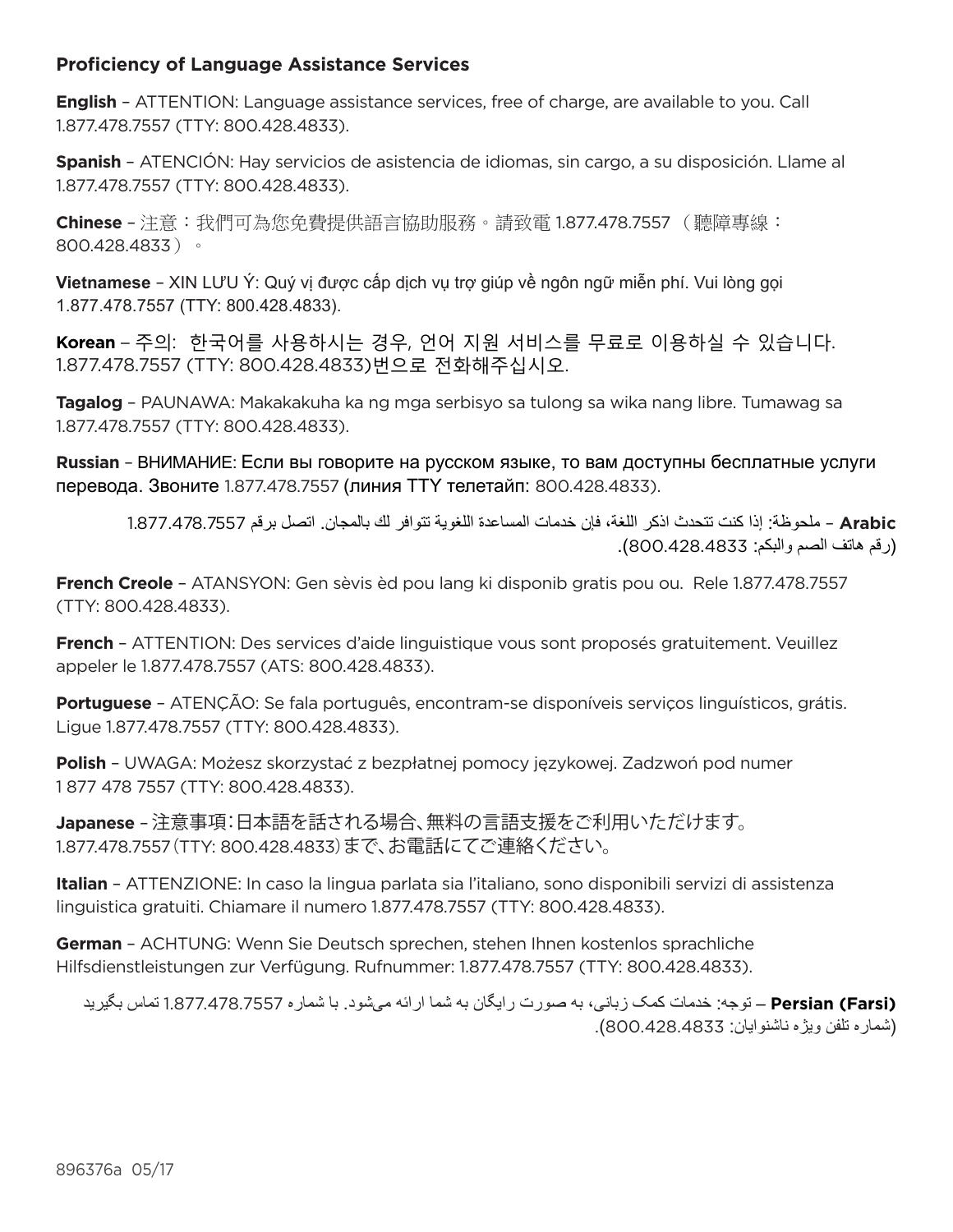**Proficiency of Language Assistance Services**

**English** – ATTENTION: Language assistance services, free of charge, are available to you. Call 1.877.478.7557 (TTY: 800.428.4833).

**Spanish** – ATENCIÓN: Hay servicios de asistencia de idiomas, sin cargo, a su disposición. Llame al 1.877.478.7557 (TTY: 800.428.4833).

**Chinese** – 注意：我們可為您免費提供語言協助服務。請致電 1.877.478.7557 （聽障專線：800.428.4833）。

**Vietnamese** – XIN LƯU Ý: Quý vị được cấp dịch vụ trợ giúp về ngôn ngữ miễn phí. Vui lòng gọi 1.877.478.7557 (TTY: 800.428.4833).

**Korean** – 주의: 한국어를 사용하시는 경우, 언어 지원 서비스를 무료로 이용하실 수 있습니다. 1.877.478.7557 (TTY: 800.428.4833)번으로 전화해주십시오.

**Tagalog** – PAUNAWA: Makakakuha ka ng mga serbisyo sa tulong sa wika nang libre. Tumawag sa 1.877.478.7557 (TTY: 800.428.4833).

**Russian** – ВНИМАНИЕ: Если вы говорите на русском языке, то вам доступны бесплатные услуги перевода. Звоните 1.877.478.7557 (линия TTY телетайп: 800.428.4833).

**Arabic** – ملحوظة: إذا كنت تتحدث اذكر اللغة، فإن خدمات المساعدة اللغوية تتوافر لك بالمجان. اتصل برقم 1.877.478.7557 (رقم هاتف الصم والبكم: 800.428.4833).

**French Creole** – ATANSYON: Gen sèvis èd pou lang ki disponib gratis pou ou. Rele 1.877.478.7557 (TTY: 800.428.4833).

**French** – ATTENTION: Des services d'aide linguistique vous sont proposés gratuitement. Veuillez appeler le 1.877.478.7557 (ATS: 800.428.4833).

**Portuguese** – ATENÇÃO: Se fala português, encontram-se disponíveis serviços linguísticos, grátis. Ligue 1.877.478.7557 (TTY: 800.428.4833).

**Polish** – UWAGA: Możesz skorzystać z bezpłatnej pomocy językowej. Zadzwoń pod numer 1 877 478 7557 (TTY: 800.428.4833).

**Japanese** – 注意事項：日本語を話される場合、無料の言語支援をご利用いただけます。1.877.478.7557（TTY: 800.428.4833）まで、お電話にてご連絡ください。

**Italian** – ATTENZIONE: In caso la lingua parlata sia l'italiano, sono disponibili servizi di assistenza linguistica gratuiti. Chiamare il numero 1.877.478.7557 (TTY: 800.428.4833).

**German** – ACHTUNG: Wenn Sie Deutsch sprechen, stehen Ihnen kostenlos sprachliche Hilfsdienstleistungen zur Verfügung. Rufnummer: 1.877.478.7557 (TTY: 800.428.4833).

**Persian (Farsi)** – توجه: خدمات کمک زبانی، به صورت رایگان به شما ارائه می‌شود. با شماره 1.877.478.7557 تماس بگیرید (شماره تلفن ویژه ناشنوایان: 800.428.4833).

896376a 05/17